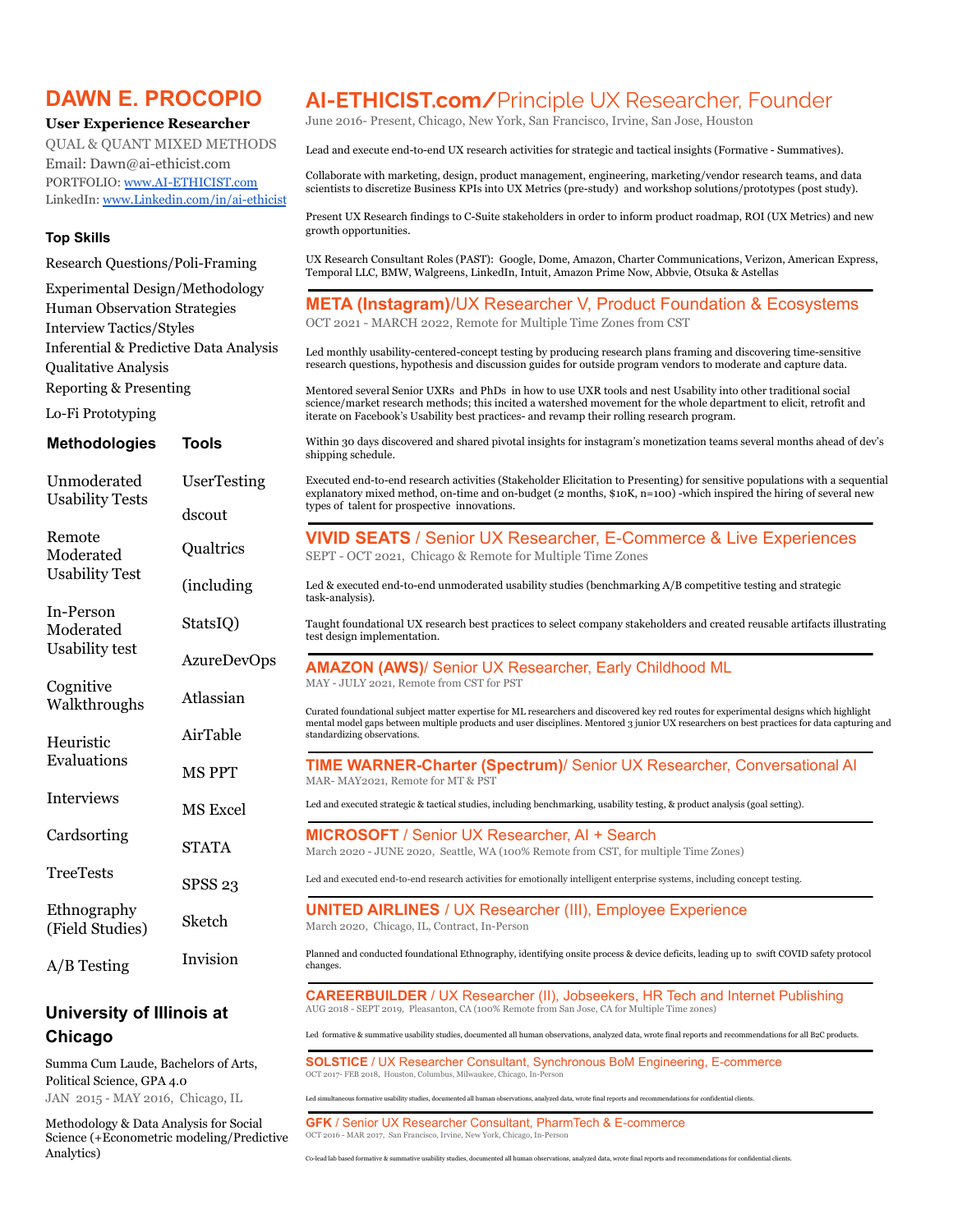# DAWN E. PROCOPIO

**User Experience Researcher**

QUAL & QUANT MIXED METHODS

Email: Dawn@ai-ethicist.com

PORTFOLIO: [www.AI-ETHICIST.com](http://www.AI-ETHICIST.com)

LinkedIn: [www.Linkedin.com/in/ai-ethicist](http://www.Linkedin.com/in/ai-ethicist)

### Top Skills

Research Questions/Poli-Framing

Experimental Design/Methodology
Human Observation Strategies
Interview Tactics/Styles
Inferential & Predictive Data Analysis
Qualitative Analysis
Reporting & Presenting

Lo-Fi Prototyping

| Methodologies | Tools |
|---|---|
| Unmoderated Usability Tests | UserTesting |
| | dscout |
| Remote Moderated Usability Test | Qualtrics |
| | (including |
| In-Person Moderated Usability test | StatsIQ) |
| | AzureDevOps |
| Cognitive Walkthroughs | Atlassian |
| | AirTable |
| Heuristic Evaluations | MS PPT |
| Interviews | MS Excel |
| Cardsorting | STATA |
| TreeTests | SPSS 23 |
| Ethnography (Field Studies) | Sketch |
| A/B Testing | Invision |

### University of Illinois at Chicago

Summa Cum Laude, Bachelors of Arts, Political Science, GPA 4.0

JAN 2015 - MAY 2016, Chicago, IL

Methodology & Data Analysis for Social Science (+Econometric modeling/Predictive Analytics)

## AI-ETHICIST.com/Principle UX Researcher, Founder

June 2016- Present, Chicago, New York, San Francisco, Irvine, San Jose, Houston

Lead and execute end-to-end UX research activities for strategic and tactical insights (Formative - Summatives).

Collaborate with marketing, design, product management, engineering, marketing/vendor research teams, and data scientists to discretize Business KPIs into UX Metrics (pre-study) and workshop solutions/prototypes (post study).

Present UX Research findings to C-Suite stakeholders in order to inform product roadmap, ROI (UX Metrics) and new growth opportunities.

UX Research Consultant Roles (PAST): Google, Dome, Amazon, Charter Communications, Verizon, American Express, Temporal LLC, BMW, Walgreens, LinkedIn, Intuit, Amazon Prime Now, Abbvie, Otsuka & Astellas

## META (Instagram)/UX Researcher V, Product Foundation & Ecosystems

OCT 2021 - MARCH 2022, Remote for Multiple Time Zones from CST

Led monthly usability-centered-concept testing by producing research plans framing and discovering time-sensitive research questions, hypothesis and discussion guides for outside program vendors to moderate and capture data.

Mentored several Senior UXRs and PhDs in how to use UXR tools and nest Usability into other traditional social science/market research methods; this incited a watershed movement for the whole department to elicit, retrofit and iterate on Facebook's Usability best practices- and revamp their rolling research program.

Within 30 days discovered and shared pivotal insights for instagram's monetization teams several months ahead of dev's shipping schedule.

Executed end-to-end research activities (Stakeholder Elicitation to Presenting) for sensitive populations with a sequential explanatory mixed method, on-time and on-budget (2 months, $10K, n=100) -which inspired the hiring of several new types of talent for prospective innovations.

## VIVID SEATS / Senior UX Researcher, E-Commerce & Live Experiences

SEPT - OCT 2021, Chicago & Remote for Multiple Time Zones

Led & executed end-to-end unmoderated usability studies (benchmarking A/B competitive testing and strategic task-analysis).

Taught foundational UX research best practices to select company stakeholders and created reusable artifacts illustrating test design implementation.

## AMAZON (AWS)/ Senior UX Researcher, Early Childhood ML

MAY - JULY 2021, Remote from CST for PST

Curated foundational subject matter expertise for ML researchers and discovered key red routes for experimental designs which highlight mental model gaps between multiple products and user disciplines. Mentored 3 junior UX researchers on best practices for data capturing and standardizing observations.

## TIME WARNER-Charter (Spectrum)/ Senior UX Researcher, Conversational AI

MAR- MAY2021, Remote for MT & PST

Led and executed strategic & tactical studies, including benchmarking, usability testing, & product analysis (goal setting).

## MICROSOFT / Senior UX Researcher, AI + Search

March 2020 - JUNE 2020, Seattle, WA (100% Remote from CST, for multiple Time Zones)

Led and executed end-to-end research activities for emotionally intelligent enterprise systems, including concept testing.

## UNITED AIRLINES / UX Researcher (III), Employee Experience

March 2020, Chicago, IL, Contract, In-Person

Planned and conducted foundational Ethnography, identifying onsite process & device deficits, leading up to swift COVID safety protocol changes.

## CAREERBUILDER / UX Researcher (II), Jobseekers, HR Tech and Internet Publishing

AUG 2018 - SEPT 2019, Pleasanton, CA (100% Remote from San Jose, CA for Multiple Time zones)

Led formative & summative usability studies, documented all human observations, analyzed data, wrote final reports and recommendations for all B2C products.

## SOLSTICE / UX Researcher Consultant, Synchronous BoM Engineering, E-commerce

OCT 2017- FEB 2018, Houston, Columbus, Milwaukee, Chicago, In-Person

Led simultaneous formative usability studies, documented all human observations, analyzed data, wrote final reports and recommendations for confidential clients.

## GFK / Senior UX Researcher Consultant, PharmTech & E-commerce

OCT 2016 - MAR 2017, San Francisco, Irvine, New York, Chicago, In-Person

Co-lead lab based formative & summative usability studies, documented all human observations, analyzed data, wrote final reports and recommendations for confidential clients.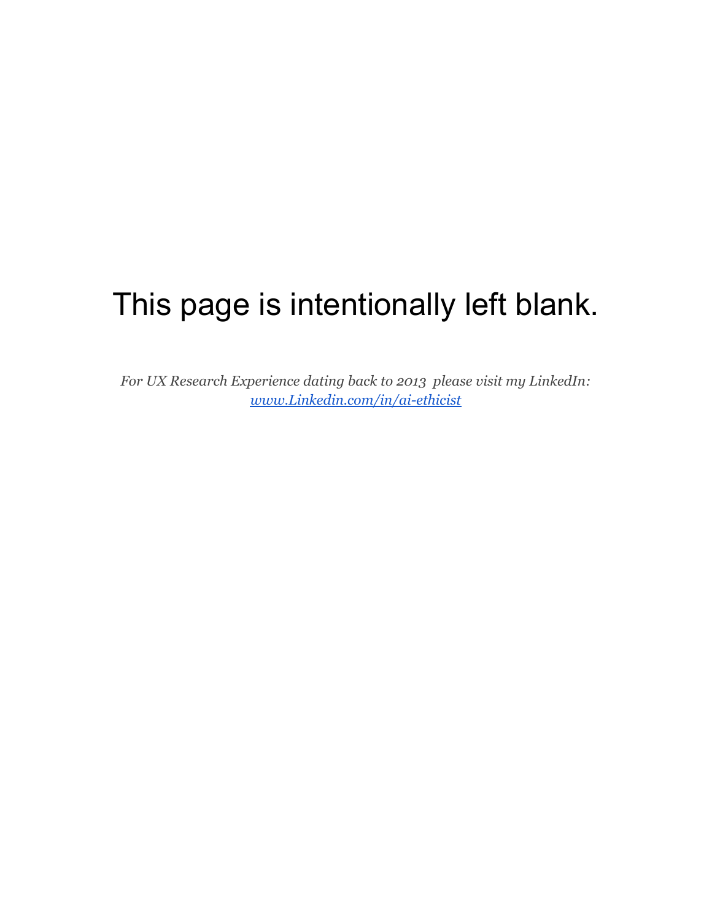This page is intentionally left blank.

*For UX Research Experience dating back to 2013 please visit my LinkedIn: [www.Linkedin.com/in/ai-ethicist](www.Linkedin.com/in/ai-ethicist)*